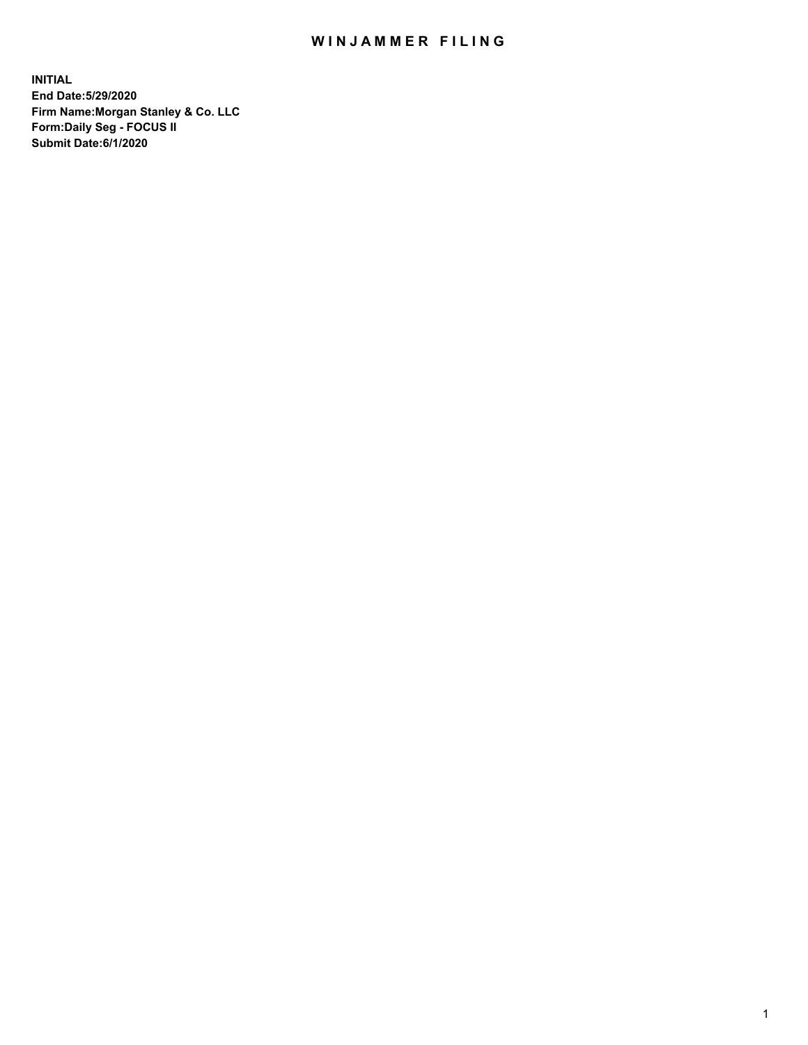# WINJAMMER FILING

**INITIAL**
**End Date:5/29/2020**
**Firm Name:Morgan Stanley & Co. LLC**
**Form:Daily Seg - FOCUS II**
**Submit Date:6/1/2020**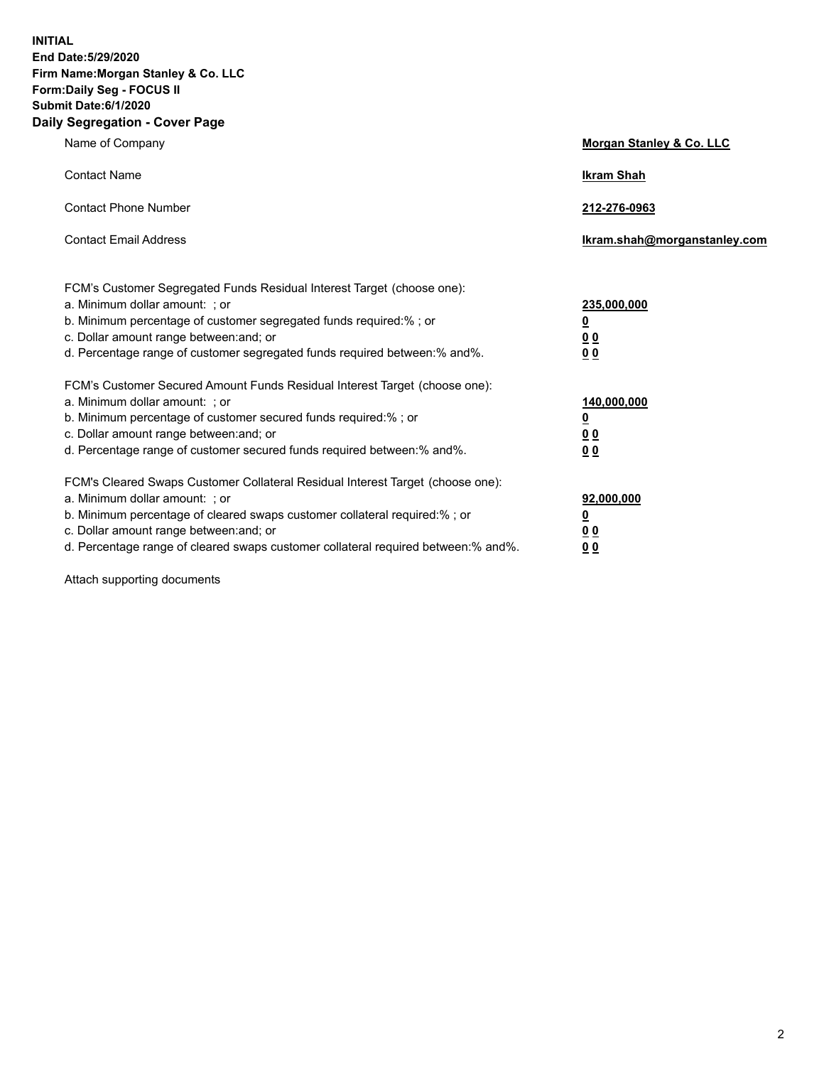**INITIAL**
**End Date:5/29/2020**
**Firm Name:Morgan Stanley & Co. LLC**
**Form:Daily Seg - FOCUS II**
**Submit Date:6/1/2020**

## Daily Segregation - Cover Page

| | |
|---|---|
| Name of Company | **Morgan Stanley & Co. LLC** |
| Contact Name | **Ikram Shah** |
| Contact Phone Number | **212-276-0963** |
| Contact Email Address | **Ikram.shah@morganstanley.com** |

| | |
|---|---|
| FCM's Customer Segregated Funds Residual Interest Target (choose one): | |
| a. Minimum dollar amount: ; or | **235,000,000** |
| b. Minimum percentage of customer segregated funds required:% ; or | **0** |
| c. Dollar amount range between:and; or | **0 0** |
| d. Percentage range of customer segregated funds required between:% and%. | **0 0** |
| FCM's Customer Secured Amount Funds Residual Interest Target (choose one): | |
| a. Minimum dollar amount: ; or | **140,000,000** |
| b. Minimum percentage of customer secured funds required:% ; or | **0** |
| c. Dollar amount range between:and; or | **0 0** |
| d. Percentage range of customer secured funds required between:% and%. | **0 0** |
| FCM's Cleared Swaps Customer Collateral Residual Interest Target (choose one): | |
| a. Minimum dollar amount: ; or | **92,000,000** |
| b. Minimum percentage of cleared swaps customer collateral required:% ; or | **0** |
| c. Dollar amount range between:and; or | **0 0** |
| d. Percentage range of cleared swaps customer collateral required between:% and%. | **0 0** |

Attach supporting documents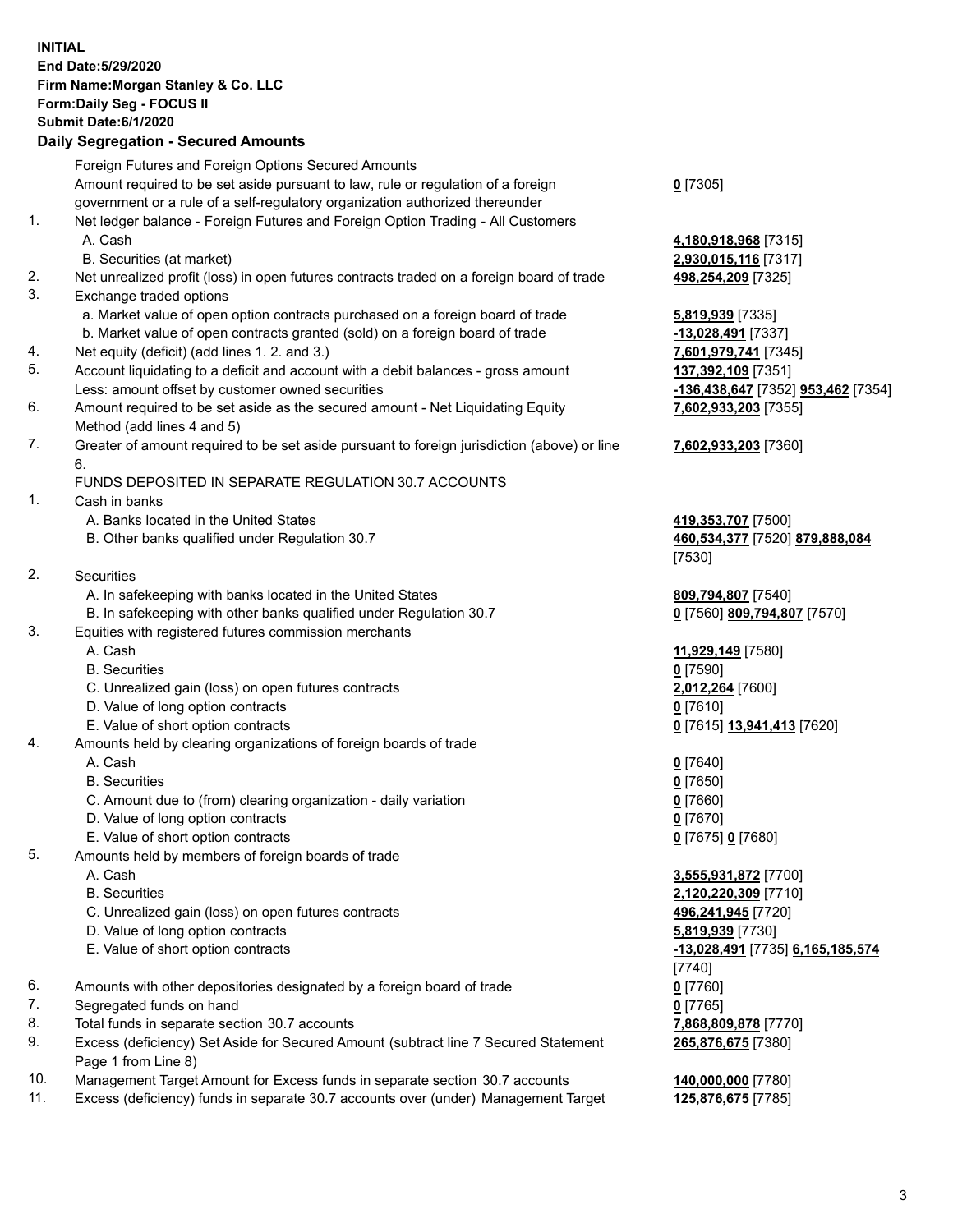**INITIAL**
**End Date:5/29/2020**
**Firm Name:Morgan Stanley & Co. LLC**
**Form:Daily Seg - FOCUS II**
**Submit Date:6/1/2020**

## Daily Segregation - Secured Amounts

| | | |
|---|---|---|
| | Foreign Futures and Foreign Options Secured Amounts | |
| | Amount required to be set aside pursuant to law, rule or regulation of a foreign government or a rule of a self-regulatory organization authorized thereunder | **0** [7305] |
| 1. | Net ledger balance - Foreign Futures and Foreign Option Trading - All Customers | |
| | A. Cash | **4,180,918,968** [7315] |
| | B. Securities (at market) | **2,930,015,116** [7317] |
| 2. | Net unrealized profit (loss) in open futures contracts traded on a foreign board of trade | **498,254,209** [7325] |
| 3. | Exchange traded options | |
| | a. Market value of open option contracts purchased on a foreign board of trade | **5,819,939** [7335] |
| | b. Market value of open contracts granted (sold) on a foreign board of trade | **-13,028,491** [7337] |
| 4. | Net equity (deficit) (add lines 1. 2. and 3.) | **7,601,979,741** [7345] |
| 5. | Account liquidating to a deficit and account with a debit balances - gross amount | **137,392,109** [7351] |
| | Less: amount offset by customer owned securities | **-136,438,647** [7352] **953,462** [7354] |
| 6. | Amount required to be set aside as the secured amount - Net Liquidating Equity Method (add lines 4 and 5) | **7,602,933,203** [7355] |
| 7. | Greater of amount required to be set aside pursuant to foreign jurisdiction (above) or line 6. | **7,602,933,203** [7360] |
| | FUNDS DEPOSITED IN SEPARATE REGULATION 30.7 ACCOUNTS | |
| 1. | Cash in banks | |
| | A. Banks located in the United States | **419,353,707** [7500] |
| | B. Other banks qualified under Regulation 30.7 | **460,534,377** [7520] **879,888,084** [7530] |
| 2. | Securities | |
| | A. In safekeeping with banks located in the United States | **809,794,807** [7540] |
| | B. In safekeeping with other banks qualified under Regulation 30.7 | **0** [7560] **809,794,807** [7570] |
| 3. | Equities with registered futures commission merchants | |
| | A. Cash | **11,929,149** [7580] |
| | B. Securities | **0** [7590] |
| | C. Unrealized gain (loss) on open futures contracts | **2,012,264** [7600] |
| | D. Value of long option contracts | **0** [7610] |
| | E. Value of short option contracts | **0** [7615] **13,941,413** [7620] |
| 4. | Amounts held by clearing organizations of foreign boards of trade | |
| | A. Cash | **0** [7640] |
| | B. Securities | **0** [7650] |
| | C. Amount due to (from) clearing organization - daily variation | **0** [7660] |
| | D. Value of long option contracts | **0** [7670] |
| | E. Value of short option contracts | **0** [7675] **0** [7680] |
| 5. | Amounts held by members of foreign boards of trade | |
| | A. Cash | **3,555,931,872** [7700] |
| | B. Securities | **2,120,220,309** [7710] |
| | C. Unrealized gain (loss) on open futures contracts | **496,241,945** [7720] |
| | D. Value of long option contracts | **5,819,939** [7730] |
| | E. Value of short option contracts | **-13,028,491** [7735] **6,165,185,574** [7740] |
| 6. | Amounts with other depositories designated by a foreign board of trade | **0** [7760] |
| 7. | Segregated funds on hand | **0** [7765] |
| 8. | Total funds in separate section 30.7 accounts | **7,868,809,878** [7770] |
| 9. | Excess (deficiency) Set Aside for Secured Amount (subtract line 7 Secured Statement Page 1 from Line 8) | **265,876,675** [7380] |
| 10. | Management Target Amount for Excess funds in separate section 30.7 accounts | **140,000,000** [7780] |
| 11. | Excess (deficiency) funds in separate 30.7 accounts over (under) Management Target | **125,876,675** [7785] |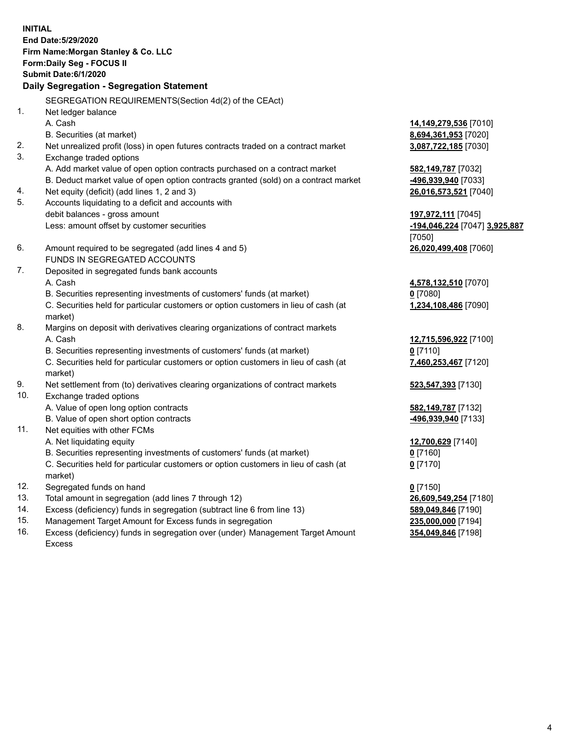**INITIAL**
**End Date:5/29/2020**
**Firm Name:Morgan Stanley & Co. LLC**
**Form:Daily Seg - FOCUS II**
**Submit Date:6/1/2020**

## Daily Segregation - Segregation Statement

SEGREGATION REQUIREMENTS(Section 4d(2) of the CEAct)

1. Net ledger balance
   A. Cash — **14,149,279,536** [7010]
   B. Securities (at market) — **8,694,361,953** [7020]
2. Net unrealized profit (loss) in open futures contracts traded on a contract market — **3,087,722,185** [7030]
3. Exchange traded options
   A. Add market value of open option contracts purchased on a contract market — **582,149,787** [7032]
   B. Deduct market value of open option contracts granted (sold) on a contract market — **-496,939,940** [7033]
4. Net equity (deficit) (add lines 1, 2 and 3) — **26,016,573,521** [7040]
5. Accounts liquidating to a deficit and accounts with debit balances - gross amount — **197,972,111** [7045]
   Less: amount offset by customer securities — **-194,046,224** [7047] **3,925,887** [7050]
6. Amount required to be segregated (add lines 4 and 5) — **26,020,499,408** [7060]

FUNDS IN SEGREGATED ACCOUNTS

7. Deposited in segregated funds bank accounts
   A. Cash — **4,578,132,510** [7070]
   B. Securities representing investments of customers' funds (at market) — **0** [7080]
   C. Securities held for particular customers or option customers in lieu of cash (at market) — **1,234,108,486** [7090]
8. Margins on deposit with derivatives clearing organizations of contract markets
   A. Cash — **12,715,596,922** [7100]
   B. Securities representing investments of customers' funds (at market) — **0** [7110]
   C. Securities held for particular customers or option customers in lieu of cash (at market) — **7,460,253,467** [7120]
9. Net settlement from (to) derivatives clearing organizations of contract markets — **523,547,393** [7130]
10. Exchange traded options
    A. Value of open long option contracts — **582,149,787** [7132]
    B. Value of open short option contracts — **-496,939,940** [7133]
11. Net equities with other FCMs
    A. Net liquidating equity — **12,700,629** [7140]
    B. Securities representing investments of customers' funds (at market) — **0** [7160]
    C. Securities held for particular customers or option customers in lieu of cash (at market) — **0** [7170]
12. Segregated funds on hand — **0** [7150]
13. Total amount in segregation (add lines 7 through 12) — **26,609,549,254** [7180]
14. Excess (deficiency) funds in segregation (subtract line 6 from line 13) — **589,049,846** [7190]
15. Management Target Amount for Excess funds in segregation — **235,000,000** [7194]
16. Excess (deficiency) funds in segregation over (under) Management Target Amount Excess — **354,049,846** [7198]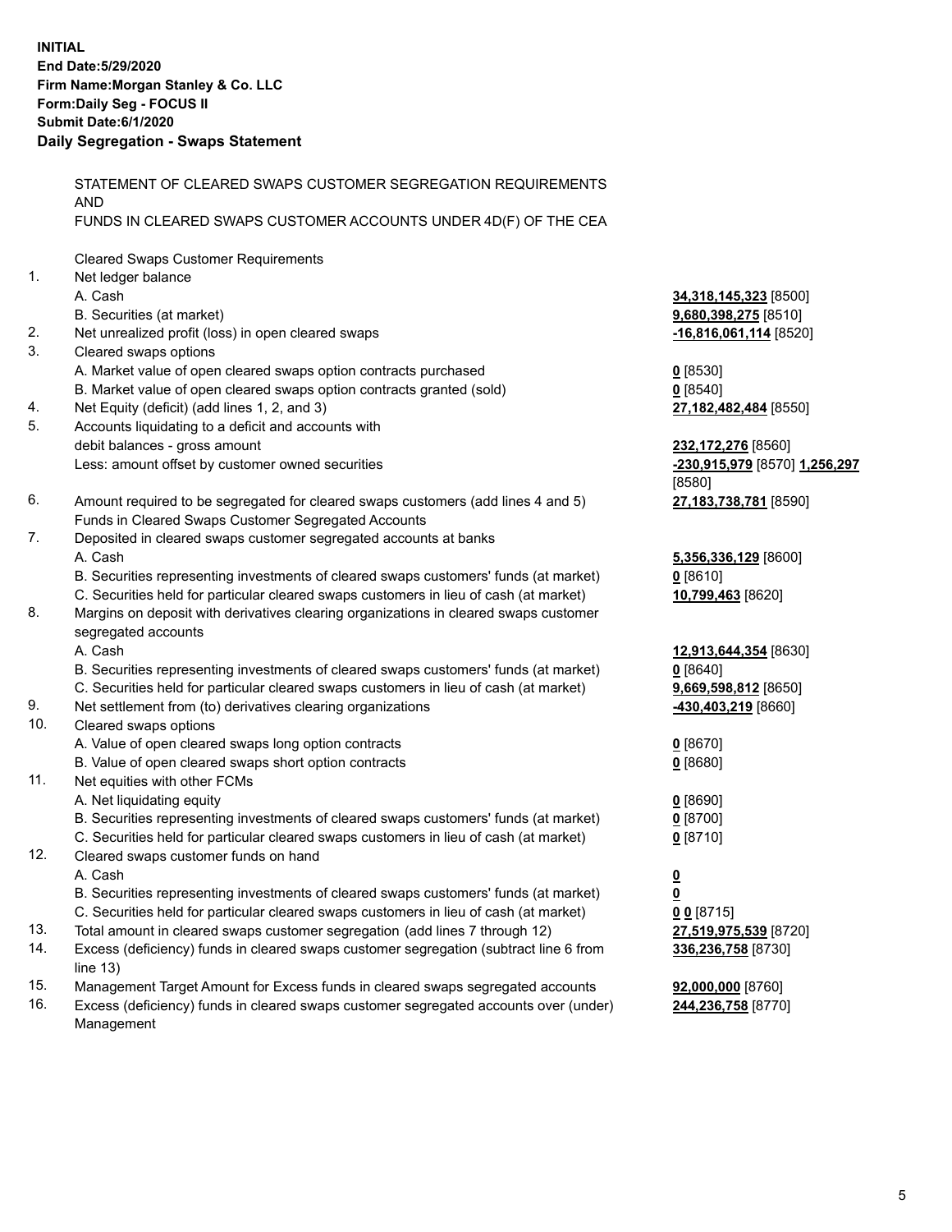**INITIAL**
**End Date:5/29/2020**
**Firm Name:Morgan Stanley & Co. LLC**
**Form:Daily Seg - FOCUS II**
**Submit Date:6/1/2020**
**Daily Segregation - Swaps Statement**

STATEMENT OF CLEARED SWAPS CUSTOMER SEGREGATION REQUIREMENTS AND FUNDS IN CLEARED SWAPS CUSTOMER ACCOUNTS UNDER 4D(F) OF THE CEA

| | | |
|---|---|---|
| | Cleared Swaps Customer Requirements | |
| 1. | Net ledger balance | |
| | A. Cash | **34,318,145,323** [8500] |
| | B. Securities (at market) | **9,680,398,275** [8510] |
| 2. | Net unrealized profit (loss) in open cleared swaps | **-16,816,061,114** [8520] |
| 3. | Cleared swaps options | |
| | A. Market value of open cleared swaps option contracts purchased | **0** [8530] |
| | B. Market value of open cleared swaps option contracts granted (sold) | **0** [8540] |
| 4. | Net Equity (deficit) (add lines 1, 2, and 3) | **27,182,482,484** [8550] |
| 5. | Accounts liquidating to a deficit and accounts with debit balances - gross amount | **232,172,276** [8560] |
| | Less: amount offset by customer owned securities | **-230,915,979** [8570] **1,256,297** [8580] |
| 6. | Amount required to be segregated for cleared swaps customers (add lines 4 and 5) | **27,183,738,781** [8590] |
| | Funds in Cleared Swaps Customer Segregated Accounts | |
| 7. | Deposited in cleared swaps customer segregated accounts at banks | |
| | A. Cash | **5,356,336,129** [8600] |
| | B. Securities representing investments of cleared swaps customers' funds (at market) | **0** [8610] |
| | C. Securities held for particular cleared swaps customers in lieu of cash (at market) | **10,799,463** [8620] |
| 8. | Margins on deposit with derivatives clearing organizations in cleared swaps customer segregated accounts | |
| | A. Cash | **12,913,644,354** [8630] |
| | B. Securities representing investments of cleared swaps customers' funds (at market) | **0** [8640] |
| | C. Securities held for particular cleared swaps customers in lieu of cash (at market) | **9,669,598,812** [8650] |
| 9. | Net settlement from (to) derivatives clearing organizations | **-430,403,219** [8660] |
| 10. | Cleared swaps options | |
| | A. Value of open cleared swaps long option contracts | **0** [8670] |
| | B. Value of open cleared swaps short option contracts | **0** [8680] |
| 11. | Net equities with other FCMs | |
| | A. Net liquidating equity | **0** [8690] |
| | B. Securities representing investments of cleared swaps customers' funds (at market) | **0** [8700] |
| | C. Securities held for particular cleared swaps customers in lieu of cash (at market) | **0** [8710] |
| 12. | Cleared swaps customer funds on hand | |
| | A. Cash | **0** |
| | B. Securities representing investments of cleared swaps customers' funds (at market) | **0** |
| | C. Securities held for particular cleared swaps customers in lieu of cash (at market) | **0** **0** [8715] |
| 13. | Total amount in cleared swaps customer segregation (add lines 7 through 12) | **27,519,975,539** [8720] |
| 14. | Excess (deficiency) funds in cleared swaps customer segregation (subtract line 6 from line 13) | **336,236,758** [8730] |
| 15. | Management Target Amount for Excess funds in cleared swaps segregated accounts | **92,000,000** [8760] |
| 16. | Excess (deficiency) funds in cleared swaps customer segregated accounts over (under) Management | **244,236,758** [8770] |